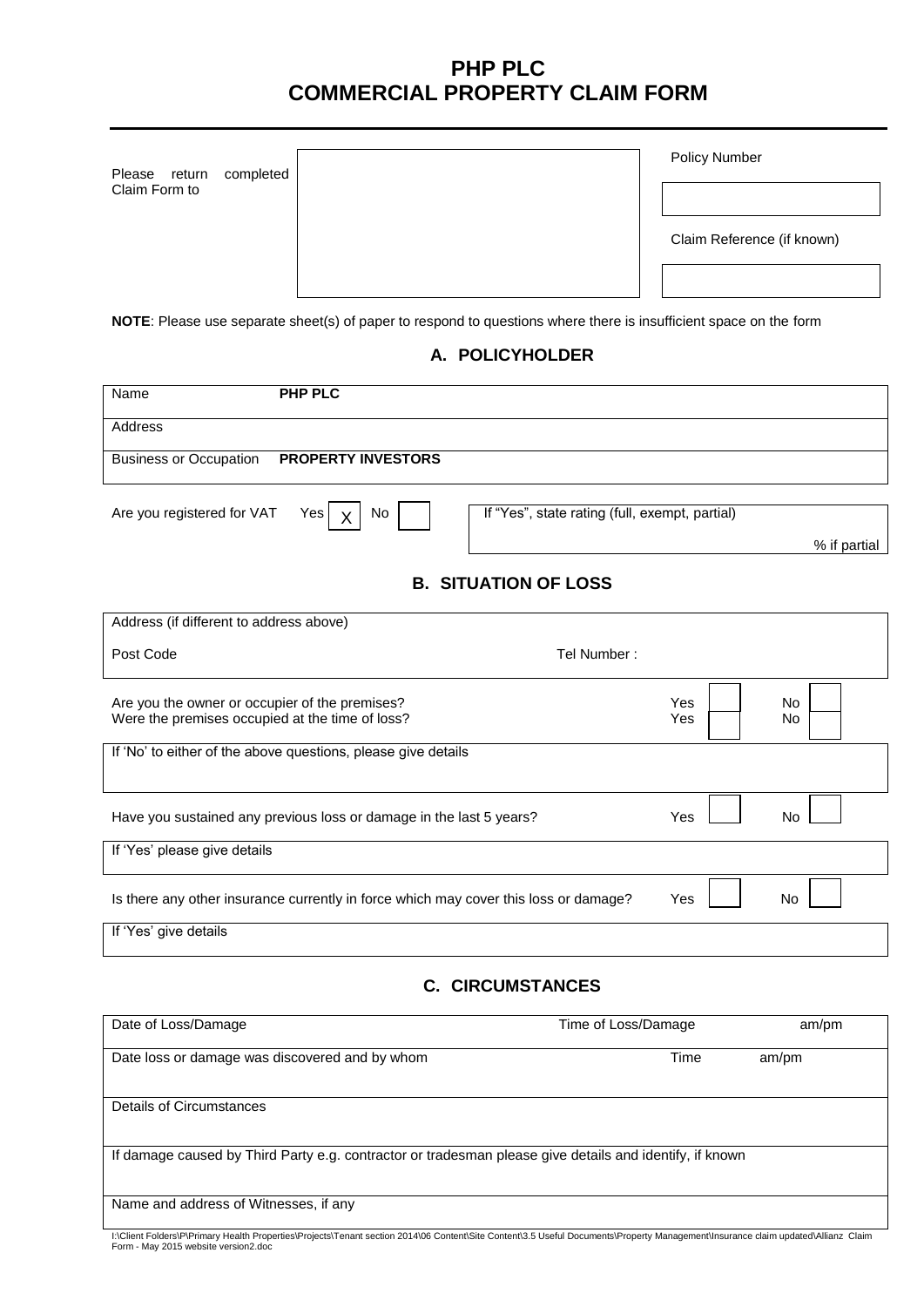# PHP PLC
# COMMERCIAL PROPERTY CLAIM FORM

| Please return completed Claim Form to | | Policy Number |
|---|---|---|
| | | |
| | | Claim Reference (if known) |
| | | |

**NOTE**: Please use separate sheet(s) of paper to respond to questions where there is insufficient space on the form

## A. POLICYHOLDER

| | |
|---|---|
| Name | **PHP PLC** |
| Address | |
| Business or Occupation | **PROPERTY INVESTORS** |

Are you registered for VAT Yes [X] No [ ]

If "Yes", state rating (full, exempt, partial) ______ % if partial

## B. SITUATION OF LOSS

Address (if different to address above)

Post Code Tel Number :

| | Yes | No |
|---|---|---|
| Are you the owner or occupier of the premises? | [ ] | [ ] |
| Were the premises occupied at the time of loss? | [ ] | [ ] |

If 'No' to either of the above questions, please give details

| | Yes | No |
|---|---|---|
| Have you sustained any previous loss or damage in the last 5 years? | [ ] | [ ] |

If 'Yes' please give details

| | Yes | No |
|---|---|---|
| Is there any other insurance currently in force which may cover this loss or damage? | [ ] | [ ] |

If 'Yes' give details

## C. CIRCUMSTANCES

| | | |
|---|---|---|
| Date of Loss/Damage | Time of Loss/Damage | am/pm |
| Date loss or damage was discovered and by whom | Time | am/pm |

Details of Circumstances

If damage caused by Third Party e.g. contractor or tradesman please give details and identify, if known

Name and address of Witnesses, if any

I:\Client Folders\P\Primary Health Properties\Projects\Tenant section 2014\06 Content\Site Content\3.5 Useful Documents\Property Management\Insurance claim updated\Allianz Claim Form - May 2015 website version2.doc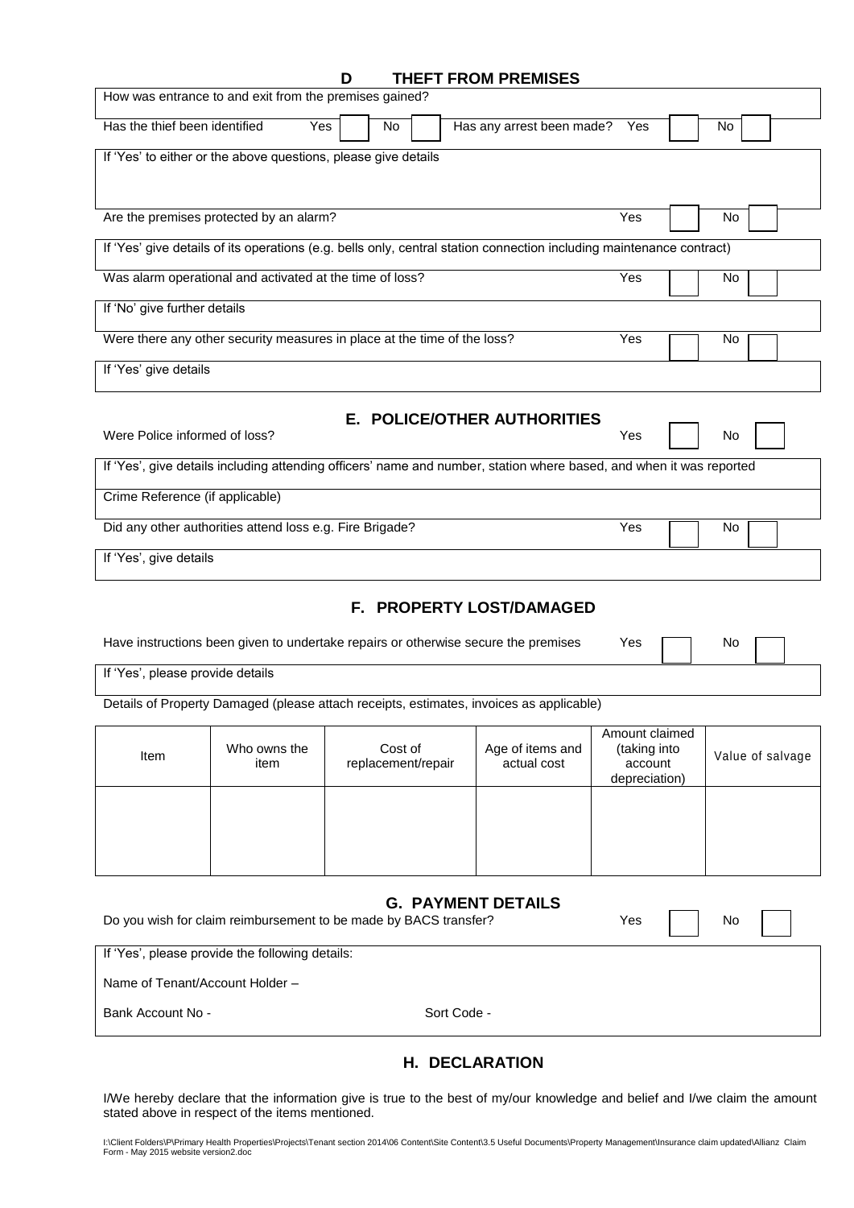## D THEFT FROM PREMISES

How was entrance to and exit from the premises gained?

Has the thief been identified Yes ☐ No ☐ Has any arrest been made? Yes ☐ No ☐

If 'Yes' to either or the above questions, please give details

Are the premises protected by an alarm? Yes ☐ No ☐

If 'Yes' give details of its operations (e.g. bells only, central station connection including maintenance contract)

Was alarm operational and activated at the time of loss? Yes ☐ No ☐

If 'No' give further details

Were there any other security measures in place at the time of the loss? Yes ☐ No ☐

If 'Yes' give details

## E. POLICE/OTHER AUTHORITIES

Were Police informed of loss? Yes ☐ No ☐

If 'Yes', give details including attending officers' name and number, station where based, and when it was reported

Crime Reference (if applicable)

Did any other authorities attend loss e.g. Fire Brigade? Yes ☐ No ☐

If 'Yes', give details

## F. PROPERTY LOST/DAMAGED

Have instructions been given to undertake repairs or otherwise secure the premises Yes ☐ No ☐

If 'Yes', please provide details

Details of Property Damaged (please attach receipts, estimates, invoices as applicable)

| Item | Who owns the item | Cost of replacement/repair | Age of items and actual cost | Amount claimed (taking into account depreciation) | Value of salvage |
|---|---|---|---|---|---|
| | | | | | |

## G. PAYMENT DETAILS

Do you wish for claim reimbursement to be made by BACS transfer? Yes ☐ No ☐

If 'Yes', please provide the following details:

Name of Tenant/Account Holder –

Bank Account No - Sort Code -

## H. DECLARATION

I/We hereby declare that the information give is true to the best of my/our knowledge and belief and I/we claim the amount stated above in respect of the items mentioned.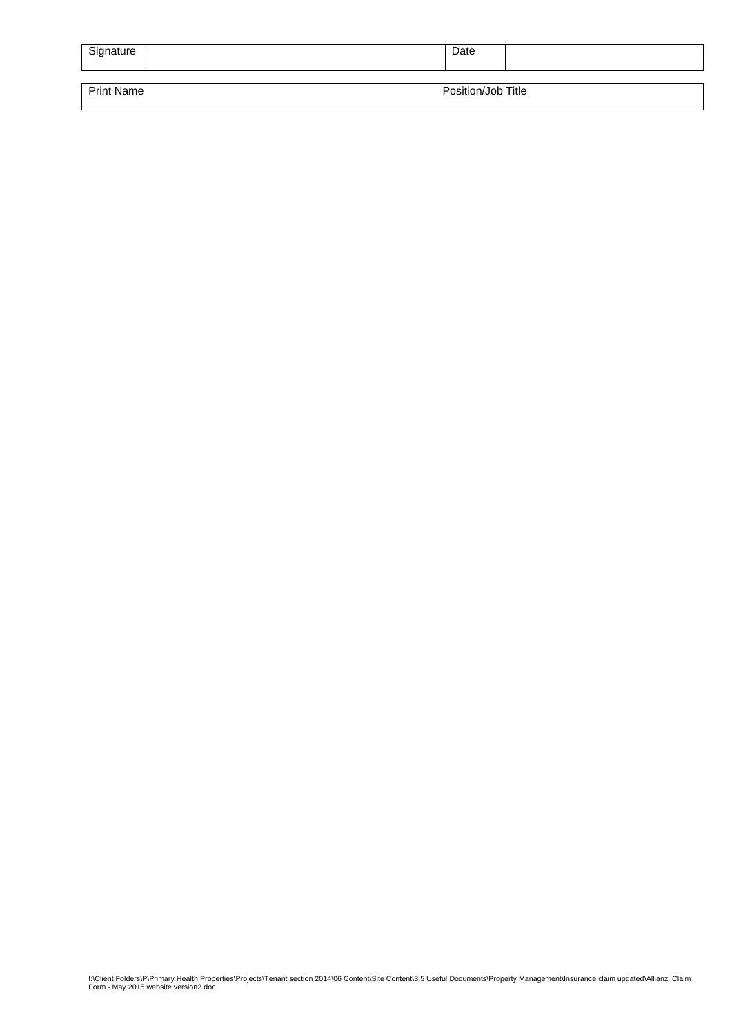| | | | |
|---|---|---|---|
| Signature | | Date | |

| | |
|---|---|
| Print Name | Position/Job Title |

I:\Client Folders\P\Primary Health Properties\Projects\Tenant section 2014\06 Content\Site Content\3.5 Useful Documents\Property Management\Insurance claim updated\Allianz Claim Form - May 2015 website version2.doc